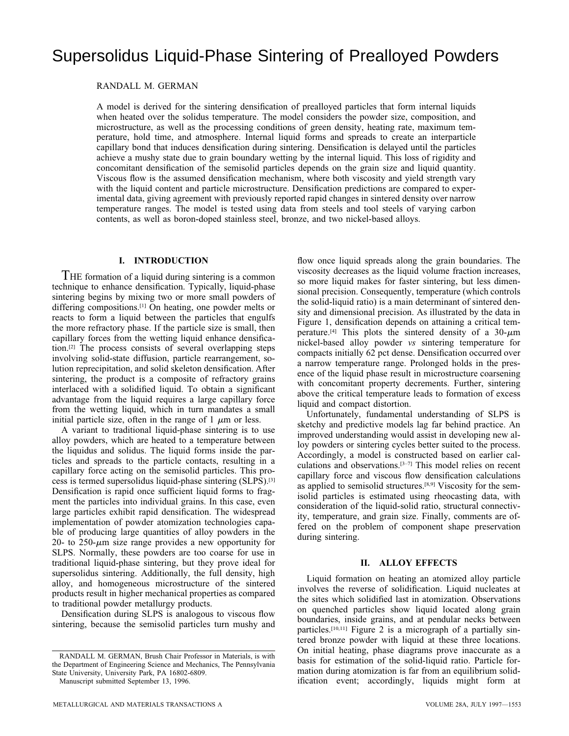# Supersolidus Liquid-Phase Sintering of Prealloyed Powders

RANDALL M. GERMAN

A model is derived for the sintering densification of prealloyed particles that form internal liquids when heated over the solidus temperature. The model considers the powder size, composition, and microstructure, as well as the processing conditions of green density, heating rate, maximum temperature, hold time, and atmosphere. Internal liquid forms and spreads to create an interparticle capillary bond that induces densification during sintering. Densification is delayed until the particles achieve a mushy state due to grain boundary wetting by the internal liquid. This loss of rigidity and concomitant densification of the semisolid particles depends on the grain size and liquid quantity. Viscous flow is the assumed densification mechanism, where both viscosity and yield strength vary with the liquid content and particle microstructure. Densification predictions are compared to experimental data, giving agreement with previously reported rapid changes in sintered density over narrow temperature ranges. The model is tested using data from steels and tool steels of varying carbon contents, as well as boron-doped stainless steel, bronze, and two nickel-based alloys.

## I. INTRODUCTION

THE formation of a liquid during sintering is a common technique to enhance densification. Typically, liquid-phase sintering begins by mixing two or more small powders of differing compositions.[1] On heating, one powder melts or reacts to form a liquid between the particles that engulfs the more refractory phase. If the particle size is small, then capillary forces from the wetting liquid enhance densification.[2] The process consists of several overlapping steps involving solid-state diffusion, particle rearrangement, solution reprecipitation, and solid skeleton densification. After sintering, the product is a composite of refractory grains interlaced with a solidified liquid. To obtain a significant advantage from the liquid requires a large capillary force from the wetting liquid, which in turn mandates a small initial particle size, often in the range of 1 $\mu$m or less.

A variant to traditional liquid-phase sintering is to use alloy powders, which are heated to a temperature between the liquidus and solidus. The liquid forms inside the particles and spreads to the particle contacts, resulting in a capillary force acting on the semisolid particles. This process is termed supersolidus liquid-phase sintering (SLPS).[3] Densification is rapid once sufficient liquid forms to fragment the particles into individual grains. In this case, even large particles exhibit rapid densification. The widespread implementation of powder atomization technologies capable of producing large quantities of alloy powders in the 20- to 250-$\mu$m size range provides a new opportunity for SLPS. Normally, these powders are too coarse for use in traditional liquid-phase sintering, but they prove ideal for supersolidus sintering. Additionally, the full density, high alloy, and homogeneous microstructure of the sintered products result in higher mechanical properties as compared to traditional powder metallurgy products.

Densification during SLPS is analogous to viscous flow sintering, because the semisolid particles turn mushy and flow once liquid spreads along the grain boundaries. The viscosity decreases as the liquid volume fraction increases, so more liquid makes for faster sintering, but less dimensional precision. Consequently, temperature (which controls the solid-liquid ratio) is a main determinant of sintered density and dimensional precision. As illustrated by the data in Figure 1, densification depends on attaining a critical temperature.[4] This plots the sintered density of a 30-$\mu$m nickel-based alloy powder *vs* sintering temperature for compacts initially 62 pct dense. Densification occurred over a narrow temperature range. Prolonged holds in the presence of the liquid phase result in microstructure coarsening with concomitant property decrements. Further, sintering above the critical temperature leads to formation of excess liquid and compact distortion.

Unfortunately, fundamental understanding of SLPS is sketchy and predictive models lag far behind practice. An improved understanding would assist in developing new alloy powders or sintering cycles better suited to the process. Accordingly, a model is constructed based on earlier calculations and observations.[3–7] This model relies on recent capillary force and viscous flow densification calculations as applied to semisolid structures.[8,9] Viscosity for the semisolid particles is estimated using rheocasting data, with consideration of the liquid-solid ratio, structural connectivity, temperature, and grain size. Finally, comments are offered on the problem of component shape preservation during sintering.

## II. ALLOY EFFECTS

Liquid formation on heating an atomized alloy particle involves the reverse of solidification. Liquid nucleates at the sites which solidified last in atomization. Observations on quenched particles show liquid located along grain boundaries, inside grains, and at pendular necks between particles.[10,11] Figure 2 is a micrograph of a partially sintered bronze powder with liquid at these three locations. On initial heating, phase diagrams prove inaccurate as a basis for estimation of the solid-liquid ratio. Particle formation during atomization is far from an equilibrium solidification event; accordingly, liquids might form at

RANDALL M. GERMAN, Brush Chair Professor in Materials, is with the Department of Engineering Science and Mechanics, The Pennsylvania State University, University Park, PA 16802-6809.

Manuscript submitted September 13, 1996.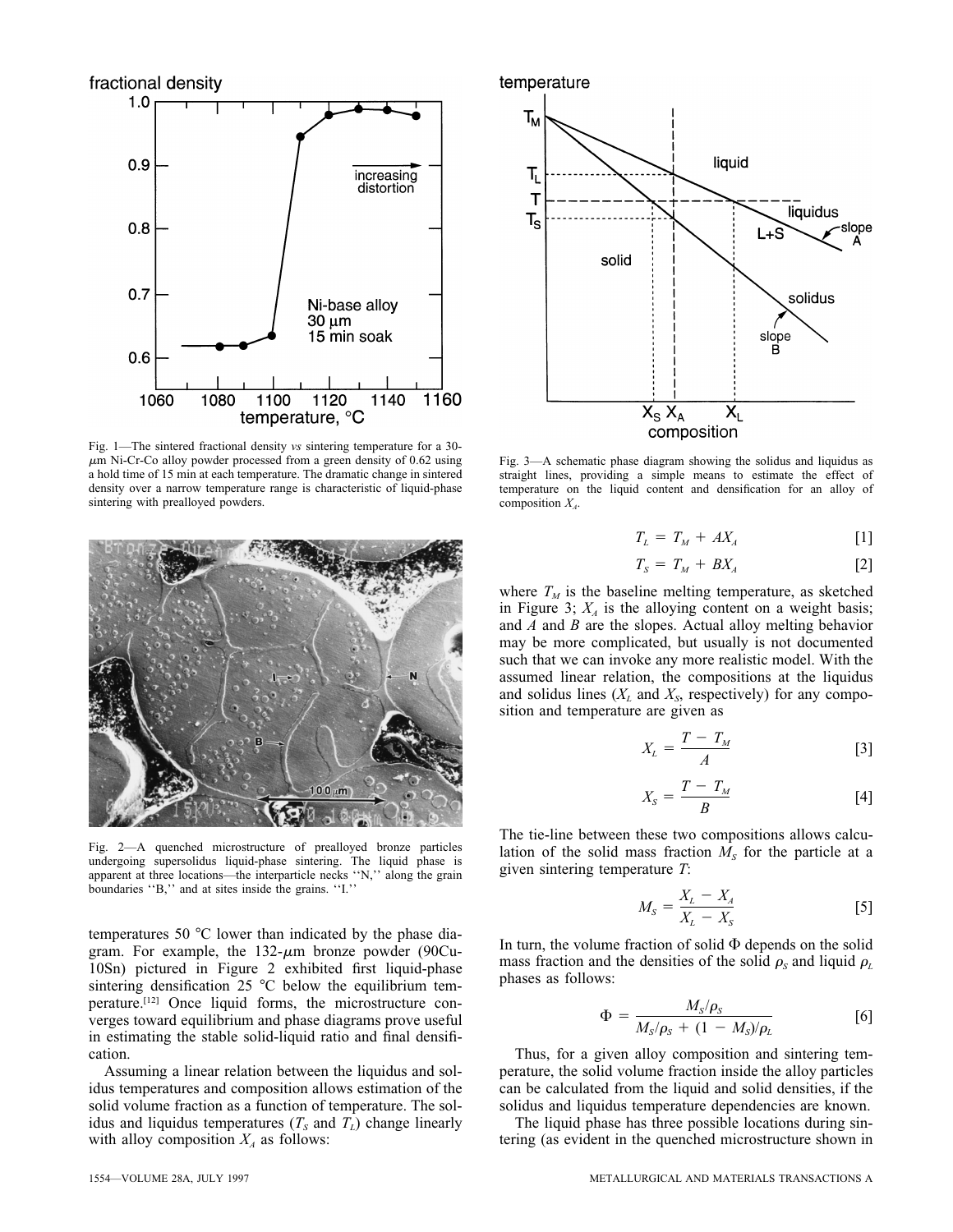Fig. 1—The sintered fractional density *vs* sintering temperature for a 30-μm Ni-Cr-Co alloy powder processed from a green density of 0.62 using a hold time of 15 min at each temperature. The dramatic change in sintered density over a narrow temperature range is characteristic of liquid-phase sintering with prealloyed powders.

Fig. 2—A quenched microstructure of prealloyed bronze particles undergoing supersolidus liquid-phase sintering. The liquid phase is apparent at three locations—the interparticle necks ''N,'' along the grain boundaries ''B,'' and at sites inside the grains. ''I.''

temperatures 50 °C lower than indicated by the phase diagram. For example, the 132-μm bronze powder (90Cu-10Sn) pictured in Figure 2 exhibited first liquid-phase sintering densification 25 °C below the equilibrium temperature.[12] Once liquid forms, the microstructure converges toward equilibrium and phase diagrams prove useful in estimating the stable solid-liquid ratio and final densification.

Assuming a linear relation between the liquidus and solidus temperatures and composition allows estimation of the solid volume fraction as a function of temperature. The solidus and liquidus temperatures ($T_S$ and $T_L$) change linearly with alloy composition $X_A$ as follows:

Fig. 3—A schematic phase diagram showing the solidus and liquidus as straight lines, providing a simple means to estimate the effect of temperature on the liquid content and densification for an alloy of composition $X_A$.

$$T_L = T_M + AX_A \tag{1}$$

$$T_S = T_M + BX_A \tag{2}$$

where $T_M$ is the baseline melting temperature, as sketched in Figure 3; $X_A$ is the alloying content on a weight basis; and $A$ and $B$ are the slopes. Actual alloy melting behavior may be more complicated, but usually is not documented such that we can invoke any more realistic model. With the assumed linear relation, the compositions at the liquidus and solidus lines ($X_L$ and $X_S$, respectively) for any composition and temperature are given as

$$X_L = \frac{T - T_M}{A} \tag{3}$$

$$X_S = \frac{T - T_M}{B} \tag{4}$$

The tie-line between these two compositions allows calculation of the solid mass fraction $M_S$ for the particle at a given sintering temperature $T$:

$$M_S = \frac{X_L - X_A}{X_L - X_S} \tag{5}$$

In turn, the volume fraction of solid $\Phi$ depends on the solid mass fraction and the densities of the solid $\rho_S$ and liquid $\rho_L$ phases as follows:

$$\Phi = \frac{M_S/\rho_S}{M_S/\rho_S + (1 - M_S)/\rho_L} \tag{6}$$

Thus, for a given alloy composition and sintering temperature, the solid volume fraction inside the alloy particles can be calculated from the liquid and solid densities, if the solidus and liquidus temperature dependencies are known.

The liquid phase has three possible locations during sintering (as evident in the quenched microstructure shown in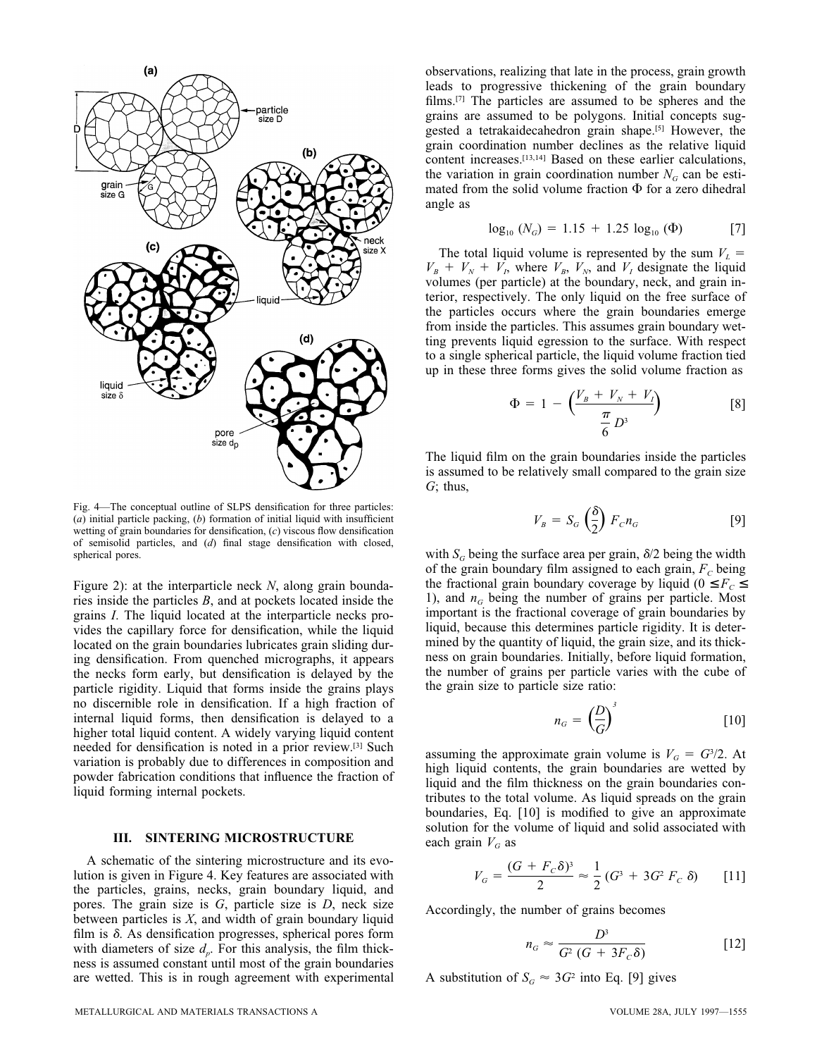Fig. 4—The conceptual outline of SLPS densification for three particles: (*a*) initial particle packing, (*b*) formation of initial liquid with insufficient wetting of grain boundaries for densification, (*c*) viscous flow densification of semisolid particles, and (*d*) final stage densification with closed, spherical pores.

Figure 2): at the interparticle neck *N*, along grain boundaries inside the particles *B*, and at pockets located inside the grains *I*. The liquid located at the interparticle necks provides the capillary force for densification, while the liquid located on the grain boundaries lubricates grain sliding during densification. From quenched micrographs, it appears the necks form early, but densification is delayed by the particle rigidity. Liquid that forms inside the grains plays no discernible role in densification. If a high fraction of internal liquid forms, then densification is delayed to a higher total liquid content. A widely varying liquid content needed for densification is noted in a prior review.[3] Such variation is probably due to differences in composition and powder fabrication conditions that influence the fraction of liquid forming internal pockets.

## III. SINTERING MICROSTRUCTURE

A schematic of the sintering microstructure and its evolution is given in Figure 4. Key features are associated with the particles, grains, necks, grain boundary liquid, and pores. The grain size is *G*, particle size is *D*, neck size between particles is *X*, and width of grain boundary liquid film is $\delta$. As densification progresses, spherical pores form with diameters of size $d_p$. For this analysis, the film thickness is assumed constant until most of the grain boundaries are wetted. This is in rough agreement with experimental observations, realizing that late in the process, grain growth leads to progressive thickening of the grain boundary films.[7] The particles are assumed to be spheres and the grains are assumed to be polygons. Initial concepts suggested a tetrakaidecahedron grain shape.[5] However, the grain coordination number declines as the relative liquid content increases.[13,14] Based on these earlier calculations, the variation in grain coordination number $N_G$ can be estimated from the solid volume fraction $\Phi$ for a zero dihedral angle as

$$\log_{10}(N_G) = 1.15 + 1.25 \log_{10}(\Phi) \qquad [7]$$

The total liquid volume is represented by the sum $V_L = V_B + V_N + V_I$, where $V_B$, $V_N$, and $V_I$ designate the liquid volumes (per particle) at the boundary, neck, and grain interior, respectively. The only liquid on the free surface of the particles occurs where the grain boundaries emerge from inside the particles. This assumes grain boundary wetting prevents liquid egression to the surface. With respect to a single spherical particle, the liquid volume fraction tied up in these three forms gives the solid volume fraction as

$$\Phi = 1 - \left( \frac{V_B + V_N + V_I}{\frac{\pi}{6} D^3} \right) \qquad [8]$$

The liquid film on the grain boundaries inside the particles is assumed to be relatively small compared to the grain size *G*; thus,

$$V_B = S_G \left( \frac{\delta}{2} \right) F_C n_G \qquad [9]$$

with $S_G$ being the surface area per grain, $\delta/2$ being the width of the grain boundary film assigned to each grain, $F_C$ being the fractional grain boundary coverage by liquid ($0 \leq F_C \leq 1$), and $n_G$ being the number of grains per particle. Most important is the fractional coverage of grain boundaries by liquid, because this determines particle rigidity. It is determined by the quantity of liquid, the grain size, and its thickness on grain boundaries. Initially, before liquid formation, the number of grains per particle varies with the cube of the grain size to particle size ratio:

$$n_G = \left( \frac{D}{G} \right)^3 \qquad [10]$$

assuming the approximate grain volume is $V_G = G^3/2$. At high liquid contents, the grain boundaries are wetted by liquid and the film thickness on the grain boundaries contributes to the total volume. As liquid spreads on the grain boundaries, Eq. [10] is modified to give an approximate solution for the volume of liquid and solid associated with each grain $V_G$ as

$$V_G = \frac{(G + F_C \delta)^3}{2} \approx \frac{1}{2} (G^3 + 3G^2 F_C \delta) \qquad [11]$$

Accordingly, the number of grains becomes

$$n_G \approx \frac{D^3}{G^2 (G + 3F_C \delta)} \qquad [12]$$

A substitution of $S_G \approx 3G^2$ into Eq. [9] gives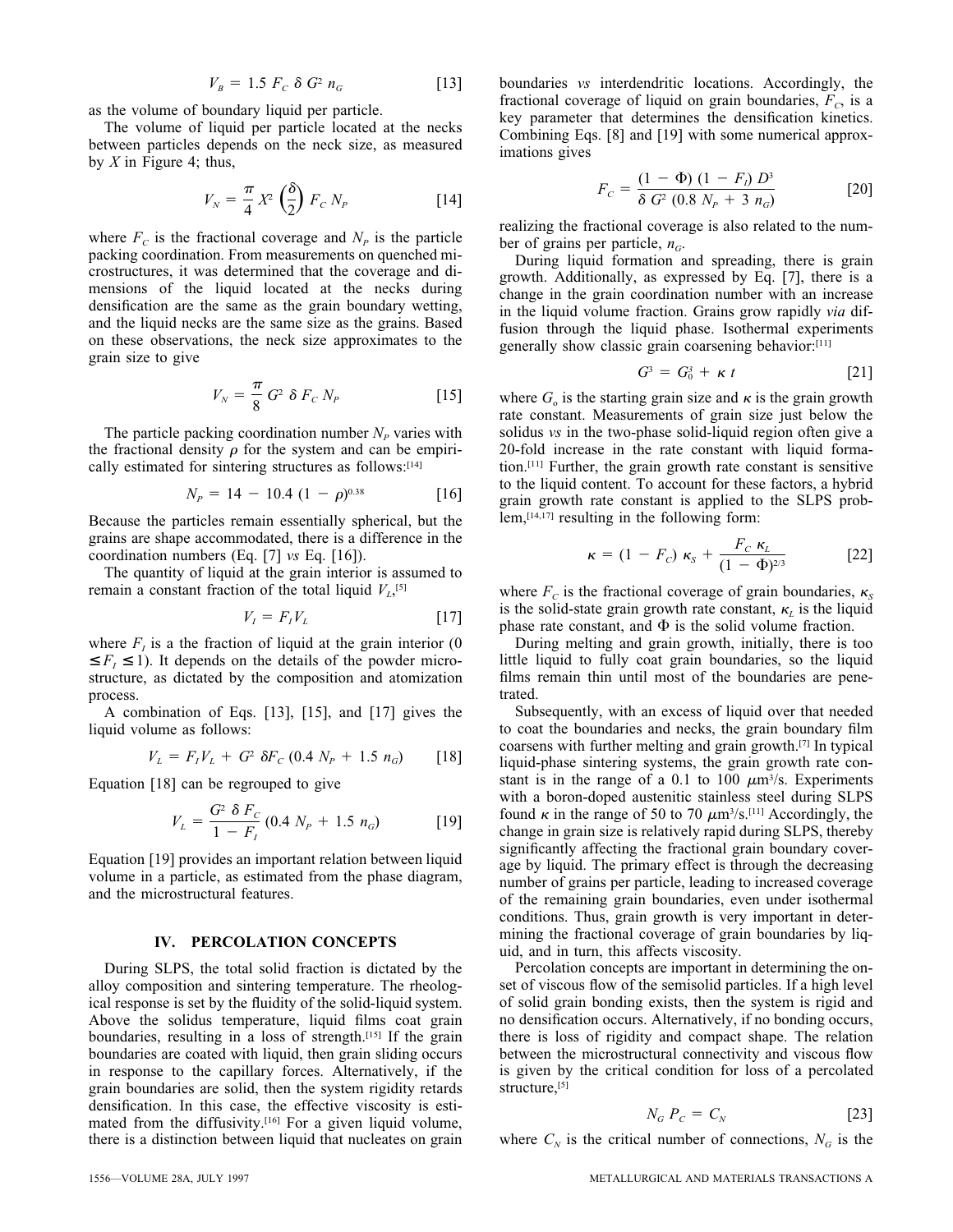$$V_B = 1.5\ F_C\ \delta\ G^2\ n_G \qquad [13]$$

as the volume of boundary liquid per particle.

The volume of liquid per particle located at the necks between particles depends on the neck size, as measured by $X$ in Figure 4; thus,

$$V_N = \frac{\pi}{4} X^2 \left(\frac{\delta}{2}\right) F_C\ N_P \qquad [14]$$

where $F_C$ is the fractional coverage and $N_P$ is the particle packing coordination. From measurements on quenched microstructures, it was determined that the coverage and dimensions of the liquid located at the necks during densification are the same as the grain boundary wetting, and the liquid necks are the same size as the grains. Based on these observations, the neck size approximates to the grain size to give

$$V_N = \frac{\pi}{8} G^2\ \delta\ F_C\ N_P \qquad [15]$$

The particle packing coordination number $N_P$ varies with the fractional density $\rho$ for the system and can be empirically estimated for sintering structures as follows:[14]

$$N_P = 14 - 10.4\ (1 - \rho)^{0.38} \qquad [16]$$

Because the particles remain essentially spherical, but the grains are shape accommodated, there is a difference in the coordination numbers (Eq. [7] *vs* Eq. [16]).

The quantity of liquid at the grain interior is assumed to remain a constant fraction of the total liquid $V_L$,[5]

$$V_I = F_I V_L \qquad [17]$$

where $F_I$ is a the fraction of liquid at the grain interior ($0 \leq F_I \leq 1$). It depends on the details of the powder microstructure, as dictated by the composition and atomization process.

A combination of Eqs. [13], [15], and [17] gives the liquid volume as follows:

$$V_L = F_I V_L + G^2\ \delta F_C\ (0.4\ N_P + 1.5\ n_G) \qquad [18]$$

Equation [18] can be regrouped to give

$$V_L = \frac{G^2\ \delta\ F_C}{1 - F_I}\ (0.4\ N_P + 1.5\ n_G) \qquad [19]$$

Equation [19] provides an important relation between liquid volume in a particle, as estimated from the phase diagram, and the microstructural features.

## IV. PERCOLATION CONCEPTS

During SLPS, the total solid fraction is dictated by the alloy composition and sintering temperature. The rheological response is set by the fluidity of the solid-liquid system. Above the solidus temperature, liquid films coat grain boundaries, resulting in a loss of strength.[15] If the grain boundaries are coated with liquid, then grain sliding occurs in response to the capillary forces. Alternatively, if the grain boundaries are solid, then the system rigidity retards densification. In this case, the effective viscosity is estimated from the diffusivity.[16] For a given liquid volume, there is a distinction between liquid that nucleates on grain boundaries *vs* interdendritic locations. Accordingly, the fractional coverage of liquid on grain boundaries, $F_C$, is a key parameter that determines the densification kinetics. Combining Eqs. [8] and [19] with some numerical approximations gives

$$F_C = \frac{(1 - \Phi)\ (1 - F_I)\ D^3}{\delta\ G^2\ (0.8\ N_P + 3\ n_G)} \qquad [20]$$

realizing the fractional coverage is also related to the number of grains per particle, $n_G$.

During liquid formation and spreading, there is grain growth. Additionally, as expressed by Eq. [7], there is a change in the grain coordination number with an increase in the liquid volume fraction. Grains grow rapidly *via* diffusion through the liquid phase. Isothermal experiments generally show classic grain coarsening behavior:[11]

$$G^3 = G_0^3 + \kappa\ t \qquad [21]$$

where $G_o$ is the starting grain size and $\kappa$ is the grain growth rate constant. Measurements of grain size just below the solidus *vs* in the two-phase solid-liquid region often give a 20-fold increase in the rate constant with liquid formation.[11] Further, the grain growth rate constant is sensitive to the liquid content. To account for these factors, a hybrid grain growth rate constant is applied to the SLPS problem,[14,17] resulting in the following form:

$$\kappa = (1 - F_C)\ \kappa_S + \frac{F_C\ \kappa_L}{(1 - \Phi)^{2/3}} \qquad [22]$$

where $F_C$ is the fractional coverage of grain boundaries, $\kappa_S$ is the solid-state grain growth rate constant, $\kappa_L$ is the liquid phase rate constant, and $\Phi$ is the solid volume fraction.

During melting and grain growth, initially, there is too little liquid to fully coat grain boundaries, so the liquid films remain thin until most of the boundaries are penetrated.

Subsequently, with an excess of liquid over that needed to coat the boundaries and necks, the grain boundary film coarsens with further melting and grain growth.[7] In typical liquid-phase sintering systems, the grain growth rate constant is in the range of a 0.1 to 100 $\mu m^3/s$. Experiments with a boron-doped austenitic stainless steel during SLPS found $\kappa$ in the range of 50 to 70 $\mu m^3/s$.[11] Accordingly, the change in grain size is relatively rapid during SLPS, thereby significantly affecting the fractional grain boundary coverage by liquid. The primary effect is through the decreasing number of grains per particle, leading to increased coverage of the remaining grain boundaries, even under isothermal conditions. Thus, grain growth is very important in determining the fractional coverage of grain boundaries by liquid, and in turn, this affects viscosity.

Percolation concepts are important in determining the onset of viscous flow of the semisolid particles. If a high level of solid grain bonding exists, then the system is rigid and no densification occurs. Alternatively, if no bonding occurs, there is loss of rigidity and compact shape. The relation between the microstructural connectivity and viscous flow is given by the critical condition for loss of a percolated structure,[5]

$$N_G\ P_C = C_N \qquad [23]$$

where $C_N$ is the critical number of connections, $N_G$ is the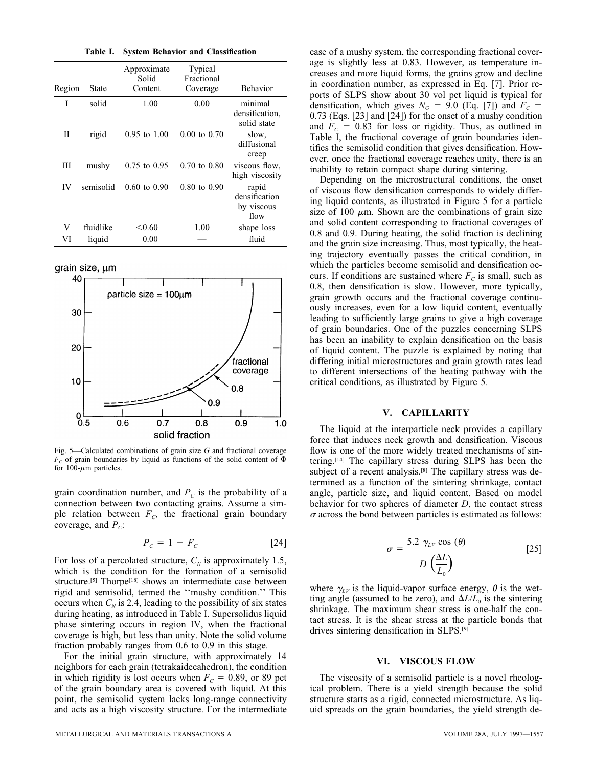**Table I. System Behavior and Classification**

| Region | State | Approximate Solid Content | Typical Fractional Coverage | Behavior |
|---|---|---|---|---|
| I | solid | 1.00 | 0.00 | minimal densification, solid state |
| II | rigid | 0.95 to 1.00 | 0.00 to 0.70 | slow, diffusional creep |
| III | mushy | 0.75 to 0.95 | 0.70 to 0.80 | viscous flow, high viscosity |
| IV | semisolid | 0.60 to 0.90 | 0.80 to 0.90 | rapid densification by viscous flow |
| V | fluidlike | <0.60 | 1.00 | shape loss |
| VI | liquid | 0.00 | — | fluid |

Fig. 5—Calculated combinations of grain size $G$ and fractional coverage $F_C$ of grain boundaries by liquid as functions of the solid content of $\Phi$ for 100-$\mu$m particles.

grain coordination number, and $P_C$ is the probability of a connection between two contacting grains. Assume a simple relation between $F_C$, the fractional grain boundary coverage, and $P_C$:

$$P_C = 1 - F_C \quad [24]$$

For loss of a percolated structure, $C_N$ is approximately 1.5, which is the condition for the formation of a semisolid structure.[5] Thorpe[18] shows an intermediate case between rigid and semisolid, termed the ''mushy condition.'' This occurs when $C_N$ is 2.4, leading to the possibility of six states during heating, as introduced in Table I. Supersolidus liquid phase sintering occurs in region IV, when the fractional coverage is high, but less than unity. Note the solid volume fraction probably ranges from 0.6 to 0.9 in this stage.

For the initial grain structure, with approximately 14 neighbors for each grain (tetrakaidecahedron), the condition in which rigidity is lost occurs when $F_C = 0.89$, or 89 pct of the grain boundary area is covered with liquid. At this point, the semisolid system lacks long-range connectivity and acts as a high viscosity structure. For the intermediate case of a mushy system, the corresponding fractional coverage is slightly less at 0.83. However, as temperature increases and more liquid forms, the grains grow and decline in coordination number, as expressed in Eq. [7]. Prior reports of SLPS show about 30 vol pct liquid is typical for densification, which gives $N_G = 9.0$ (Eq. [7]) and $F_C = 0.73$ (Eqs. [23] and [24]) for the onset of a mushy condition and $F_C = 0.83$ for loss or rigidity. Thus, as outlined in Table I, the fractional coverage of grain boundaries identifies the semisolid condition that gives densification. However, once the fractional coverage reaches unity, there is an inability to retain compact shape during sintering.

Depending on the microstructural conditions, the onset of viscous flow densification corresponds to widely differing liquid contents, as illustrated in Figure 5 for a particle size of 100 $\mu$m. Shown are the combinations of grain size and solid content corresponding to fractional coverages of 0.8 and 0.9. During heating, the solid fraction is declining and the grain size increasing. Thus, most typically, the heating trajectory eventually passes the critical condition, in which the particles become semisolid and densification occurs. If conditions are sustained where $F_C$ is small, such as 0.8, then densification is slow. However, more typically, grain growth occurs and the fractional coverage continuously increases, even for a low liquid content, eventually leading to sufficiently large grains to give a high coverage of grain boundaries. One of the puzzles concerning SLPS has been an inability to explain densification on the basis of liquid content. The puzzle is explained by noting that differing initial microstructures and grain growth rates lead to different intersections of the heating pathway with the critical conditions, as illustrated by Figure 5.

## V. CAPILLARITY

The liquid at the interparticle neck provides a capillary force that induces neck growth and densification. Viscous flow is one of the more widely treated mechanisms of sintering.[14] The capillary stress during SLPS has been the subject of a recent analysis.[8] The capillary stress was determined as a function of the sintering shrinkage, contact angle, particle size, and liquid content. Based on model behavior for two spheres of diameter $D$, the contact stress $\sigma$ across the bond between particles is estimated as follows:

$$\sigma = \frac{5.2\ \gamma_{LV} \cos(\theta)}{D\left(\frac{\Delta L}{L_0}\right)} \quad [25]$$

where $\gamma_{LV}$ is the liquid-vapor surface energy, $\theta$ is the wetting angle (assumed to be zero), and $\Delta L/L_0$ is the sintering shrinkage. The maximum shear stress is one-half the contact stress. It is the shear stress at the particle bonds that drives sintering densification in SLPS.[9]

## VI. VISCOUS FLOW

The viscosity of a semisolid particle is a novel rheological problem. There is a yield strength because the solid structure starts as a rigid, connected microstructure. As liquid spreads on the grain boundaries, the yield strength de-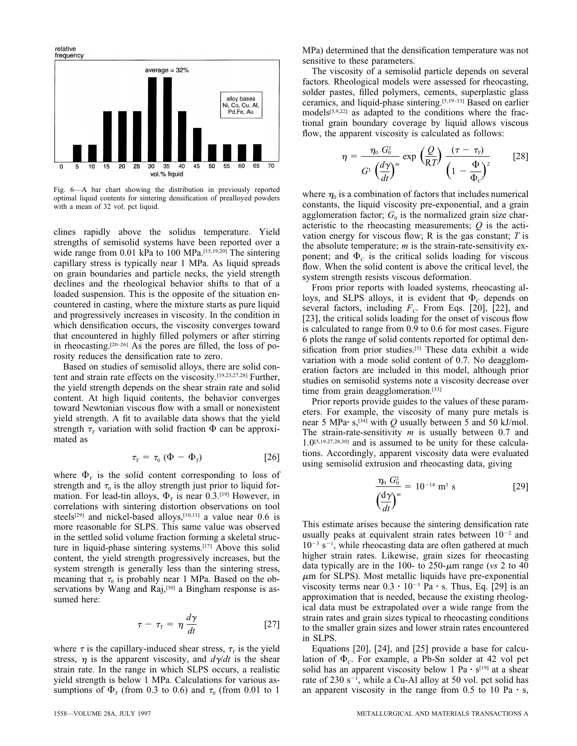Fig. 6—A bar chart showing the distribution in previously reported optimal liquid contents for sintering densification of prealloyed powders with a mean of 32 vol. pct liquid.

clines rapidly above the solidus temperature. Yield strengths of semisolid systems have been reported over a wide range from 0.01 kPa to 100 MPa.[15,19,20] The sintering capillary stress is typically near 1 MPa. As liquid spreads on grain boundaries and particle necks, the yield strength declines and the rheological behavior shifts to that of a loaded suspension. This is the opposite of the situation encountered in casting, where the mixture starts as pure liquid and progressively increases in viscosity. In the condition in which densification occurs, the viscosity converges toward that encountered in highly filled polymers or after stirring in rheocasting.[20–26] As the pores are filled, the loss of porosity reduces the densification rate to zero.

Based on studies of semisolid alloys, there are solid content and strain rate effects on the viscosity.[19,23,27,28] Further, the yield strength depends on the shear strain rate and solid content. At high liquid contents, the behavior converges toward Newtonian viscous flow with a small or nonexistent yield strength. A fit to available data shows that the yield strength $\tau_Y$ variation with solid fraction $\Phi$ can be approximated as

$$\tau_Y = \tau_0 \, (\Phi - \Phi_Y) \tag{26}$$

where $\Phi_Y$ is the solid content corresponding to loss of strength and $\tau_0$ is the alloy strength just prior to liquid formation. For lead-tin alloys, $\Phi_Y$ is near 0.3.[19] However, in correlations with sintering distortion observations on tool steels[29] and nickel-based alloys,[10,11] a value near 0.6 is more reasonable for SLPS. This same value was observed in the settled solid volume fraction forming a skeletal structure in liquid-phase sintering systems.[17] Above this solid content, the yield strength progressively increases, but the system strength is generally less than the sintering stress, meaning that $\tau_0$ is probably near 1 MPa. Based on the observations by Wang and Raj,[30] a Bingham response is assumed here:

$$\tau - \tau_Y = \eta \, \frac{d\gamma}{dt} \tag{27}$$

where $\tau$ is the capillary-induced shear stress, $\tau_Y$ is the yield stress, $\eta$ is the apparent viscosity, and $d\gamma/dt$ is the shear strain rate. In the range in which SLPS occurs, a realistic yield strength is below 1 MPa. Calculations for various assumptions of $\Phi_Y$ (from 0.3 to 0.6) and $\tau_0$ (from 0.01 to 1 MPa) determined that the densification temperature was not sensitive to these parameters.

The viscosity of a semisolid particle depends on several factors. Rheological models were assessed for rheocasting, solder pastes, filled polymers, cements, superplastic glass ceramics, and liquid-phase sintering.[5,19–33] Based on earlier models[5,9,22] as adapted to the conditions where the fractional grain boundary coverage by liquid allows viscous flow, the apparent viscosity is calculated as follows:

$$\eta = \frac{\eta_0 \, G_0^3}{G^3 \left(\dfrac{d\gamma}{dt}\right)^m} \exp\left(\frac{Q}{RT}\right) \frac{(\tau - \tau_Y)}{\left(1 - \dfrac{\Phi}{\Phi_C}\right)^2} \tag{28}$$

where $\eta_0$ is a combination of factors that includes numerical constants, the liquid viscosity pre-exponential, and a grain agglomeration factor; $G_0$ is the normalized grain size characteristic to the rheocasting measurements; $Q$ is the activation energy for viscous flow; R is the gas constant; $T$ is the absolute temperature; $m$ is the strain-rate-sensitivity exponent; and $\Phi_C$ is the critical solids loading for viscous flow. When the solid content is above the critical level, the system strength resists viscous deformation.

From prior reports with loaded systems, rheocasting alloys, and SLPS alloys, it is evident that $\Phi_C$ depends on several factors, including $F_C$. From Eqs. [20], [22], and [23], the critical solids loading for the onset of viscous flow is calculated to range from 0.9 to 0.6 for most cases. Figure 6 plots the range of solid contents reported for optimal densification from prior studies.[3] These data exhibit a wide variation with a mode solid content of 0.7. No deagglomeration factors are included in this model, although prior studies on semisolid systems note a viscosity decrease over time from grain deagglomeration.[33]

Prior reports provide guides to the values of these parameters. For example, the viscosity of many pure metals is near 5 MPa· s,[34] with $Q$ usually between 5 and 50 kJ/mol. The strain-rate-sensitivity $m$ is usually between 0.7 and 1.0[5,19,27,28,30] and is assumed to be unity for these calculations. Accordingly, apparent viscosity data were evaluated using semisolid extrusion and rheocasting data, giving

$$\frac{\eta_0 \, G_0^3}{\left(\dfrac{d\gamma}{dt}\right)^m} = 10^{-14} \text{ m}^3 \text{ s} \tag{29}$$

This estimate arises because the sintering densification rate usually peaks at equivalent strain rates between $10^{-2}$ and $10^{-3}$ s$^{-1}$, while rheocasting data are often gathered at much higher strain rates. Likewise, grain sizes for rheocasting data typically are in the 100- to 250-$\mu$m range (*vs* 2 to 40 $\mu$m for SLPS). Most metallic liquids have pre-exponential viscosity terms near $0.3 \cdot 10^{-3}$ Pa · s. Thus, Eq. [29] is an approximation that is needed, because the existing rheological data must be extrapolated over a wide range from the strain rates and grain sizes typical to rheocasting conditions to the smaller grain sizes and lower strain rates encountered in SLPS.

Equations [20], [24], and [25] provide a base for calculation of $\Phi_C$. For example, a Pb-Sn solder at 42 vol pct solid has an apparent viscosity below 1 Pa · s[19] at a shear rate of 230 s$^{-1}$, while a Cu-Al alloy at 50 vol. pct solid has an apparent viscosity in the range from 0.5 to 10 Pa · s,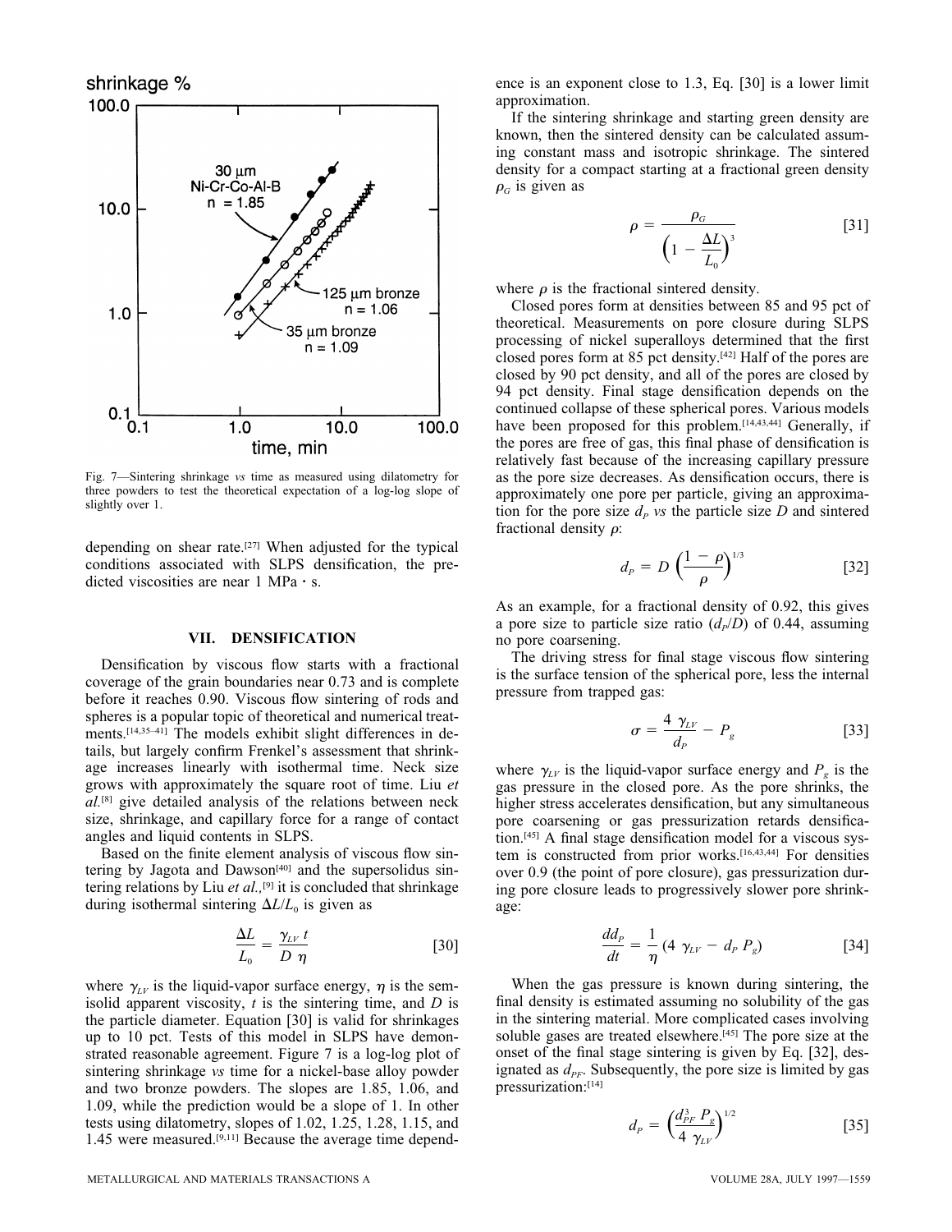shrinkage %

100.0

10.0

1.0

0.1

0.1

1.0

10.0

100.0

time, min

30 μm
Ni-Cr-Co-Al-B
n = 1.85

125 μm bronze
n = 1.06

35 μm bronze
n = 1.09

Fig. 7—Sintering shrinkage *vs* time as measured using dilatometry for three powders to test the theoretical expectation of a log-log slope of slightly over 1.

depending on shear rate.[27] When adjusted for the typical conditions associated with SLPS densification, the predicted viscosities are near 1 MPa · s.

## VII. DENSIFICATION

Densification by viscous flow starts with a fractional coverage of the grain boundaries near 0.73 and is complete before it reaches 0.90. Viscous flow sintering of rods and spheres is a popular topic of theoretical and numerical treatments.[14,35–41] The models exhibit slight differences in details, but largely confirm Frenkel's assessment that shrinkage increases linearly with isothermal time. Neck size grows with approximately the square root of time. Liu *et al.*[8] give detailed analysis of the relations between neck size, shrinkage, and capillary force for a range of contact angles and liquid contents in SLPS.

Based on the finite element analysis of viscous flow sintering by Jagota and Dawson[40] and the supersolidus sintering relations by Liu *et al.*,[9] it is concluded that shrinkage during isothermal sintering $\Delta L/L_0$ is given as

$$\frac{\Delta L}{L_0} = \frac{\gamma_{LV}\, t}{D\, \eta} \qquad [30]$$

where $\gamma_{LV}$ is the liquid-vapor surface energy, $\eta$ is the semisolid apparent viscosity, $t$ is the sintering time, and $D$ is the particle diameter. Equation [30] is valid for shrinkages up to 10 pct. Tests of this model in SLPS have demonstrated reasonable agreement. Figure 7 is a log-log plot of sintering shrinkage *vs* time for a nickel-base alloy powder and two bronze powders. The slopes are 1.85, 1.06, and 1.09, while the prediction would be a slope of 1. In other tests using dilatometry, slopes of 1.02, 1.25, 1.28, 1.15, and 1.45 were measured.[9,11] Because the average time dependence is an exponent close to 1.3, Eq. [30] is a lower limit approximation.

If the sintering shrinkage and starting green density are known, then the sintered density can be calculated assuming constant mass and isotropic shrinkage. The sintered density for a compact starting at a fractional green density $\rho_G$ is given as

$$\rho = \frac{\rho_G}{\left(1 - \dfrac{\Delta L}{L_0}\right)^3} \qquad [31]$$

where $\rho$ is the fractional sintered density.

Closed pores form at densities between 85 and 95 pct of theoretical. Measurements on pore closure during SLPS processing of nickel superalloys determined that the first closed pores form at 85 pct density.[42] Half of the pores are closed by 90 pct density, and all of the pores are closed by 94 pct density. Final stage densification depends on the continued collapse of these spherical pores. Various models have been proposed for this problem.[14,43,44] Generally, if the pores are free of gas, this final phase of densification is relatively fast because of the increasing capillary pressure as the pore size decreases. As densification occurs, there is approximately one pore per particle, giving an approximation for the pore size $d_P$ *vs* the particle size $D$ and sintered fractional density $\rho$:

$$d_P = D\left(\frac{1 - \rho}{\rho}\right)^{1/3} \qquad [32]$$

As an example, for a fractional density of 0.92, this gives a pore size to particle size ratio ($d_P/D$) of 0.44, assuming no pore coarsening.

The driving stress for final stage viscous flow sintering is the surface tension of the spherical pore, less the internal pressure from trapped gas:

$$\sigma = \frac{4\, \gamma_{LV}}{d_P} - P_g \qquad [33]$$

where $\gamma_{LV}$ is the liquid-vapor surface energy and $P_g$ is the gas pressure in the closed pore. As the pore shrinks, the higher stress accelerates densification, but any simultaneous pore coarsening or gas pressurization retards densification.[45] A final stage densification model for a viscous system is constructed from prior works.[16,43,44] For densities over 0.9 (the point of pore closure), gas pressurization during pore closure leads to progressively slower pore shrinkage:

$$\frac{dd_P}{dt} = \frac{1}{\eta}\left(4\, \gamma_{LV} - d_P\, P_g\right) \qquad [34]$$

When the gas pressure is known during sintering, the final density is estimated assuming no solubility of the gas in the sintering material. More complicated cases involving soluble gases are treated elsewhere.[45] The pore size at the onset of the final stage sintering is given by Eq. [32], designated as $d_{PF}$. Subsequently, the pore size is limited by gas pressurization:[14]

$$d_P = \left(\frac{d_{PF}^3\, P_g}{4\, \gamma_{LV}}\right)^{1/2} \qquad [35]$$